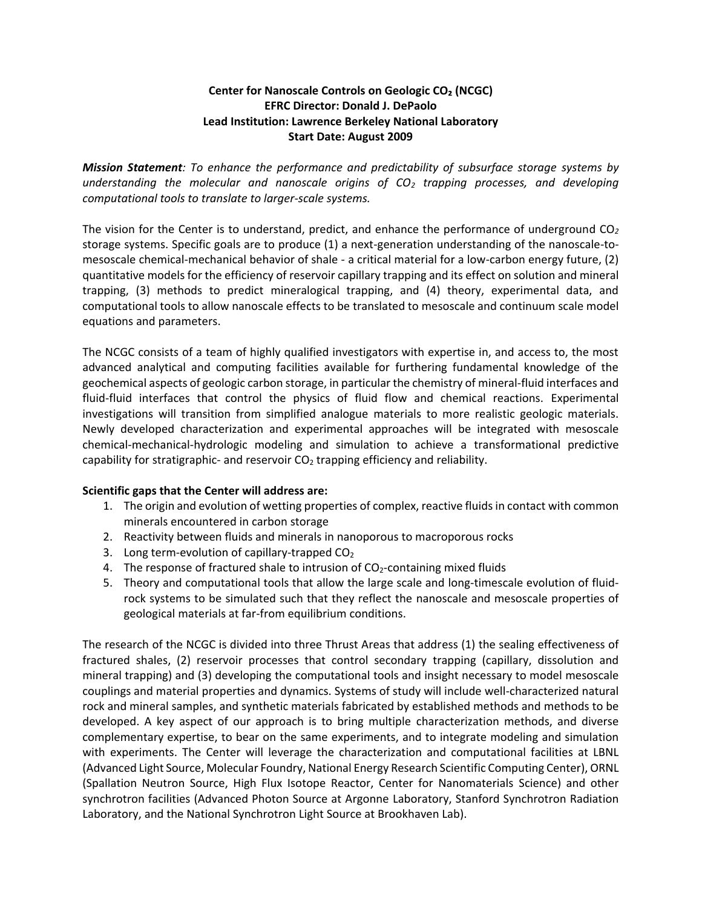**Center for Nanoscale Controls on Geologic $CO_2$ (NCGC)**
**EFRC Director: Donald J. DePaolo**
**Lead Institution: Lawrence Berkeley National Laboratory**
**Start Date: August 2009**

***Mission Statement**: To enhance the performance and predictability of subsurface storage systems by understanding the molecular and nanoscale origins of $CO_2$ trapping processes, and developing computational tools to translate to larger-scale systems.*

The vision for the Center is to understand, predict, and enhance the performance of underground $CO_2$ storage systems. Specific goals are to produce (1) a next-generation understanding of the nanoscale-to-mesoscale chemical-mechanical behavior of shale - a critical material for a low-carbon energy future, (2) quantitative models for the efficiency of reservoir capillary trapping and its effect on solution and mineral trapping, (3) methods to predict mineralogical trapping, and (4) theory, experimental data, and computational tools to allow nanoscale effects to be translated to mesoscale and continuum scale model equations and parameters.

The NCGC consists of a team of highly qualified investigators with expertise in, and access to, the most advanced analytical and computing facilities available for furthering fundamental knowledge of the geochemical aspects of geologic carbon storage, in particular the chemistry of mineral-fluid interfaces and fluid-fluid interfaces that control the physics of fluid flow and chemical reactions. Experimental investigations will transition from simplified analogue materials to more realistic geologic materials. Newly developed characterization and experimental approaches will be integrated with mesoscale chemical-mechanical-hydrologic modeling and simulation to achieve a transformational predictive capability for stratigraphic- and reservoir $CO_2$ trapping efficiency and reliability.

**Scientific gaps that the Center will address are:**

1. The origin and evolution of wetting properties of complex, reactive fluids in contact with common minerals encountered in carbon storage
2. Reactivity between fluids and minerals in nanoporous to macroporous rocks
3. Long term-evolution of capillary-trapped $CO_2$
4. The response of fractured shale to intrusion of $CO_2$-containing mixed fluids
5. Theory and computational tools that allow the large scale and long-timescale evolution of fluid-rock systems to be simulated such that they reflect the nanoscale and mesoscale properties of geological materials at far-from equilibrium conditions.

The research of the NCGC is divided into three Thrust Areas that address (1) the sealing effectiveness of fractured shales, (2) reservoir processes that control secondary trapping (capillary, dissolution and mineral trapping) and (3) developing the computational tools and insight necessary to model mesoscale couplings and material properties and dynamics. Systems of study will include well-characterized natural rock and mineral samples, and synthetic materials fabricated by established methods and methods to be developed. A key aspect of our approach is to bring multiple characterization methods, and diverse complementary expertise, to bear on the same experiments, and to integrate modeling and simulation with experiments. The Center will leverage the characterization and computational facilities at LBNL (Advanced Light Source, Molecular Foundry, National Energy Research Scientific Computing Center), ORNL (Spallation Neutron Source, High Flux Isotope Reactor, Center for Nanomaterials Science) and other synchrotron facilities (Advanced Photon Source at Argonne Laboratory, Stanford Synchrotron Radiation Laboratory, and the National Synchrotron Light Source at Brookhaven Lab).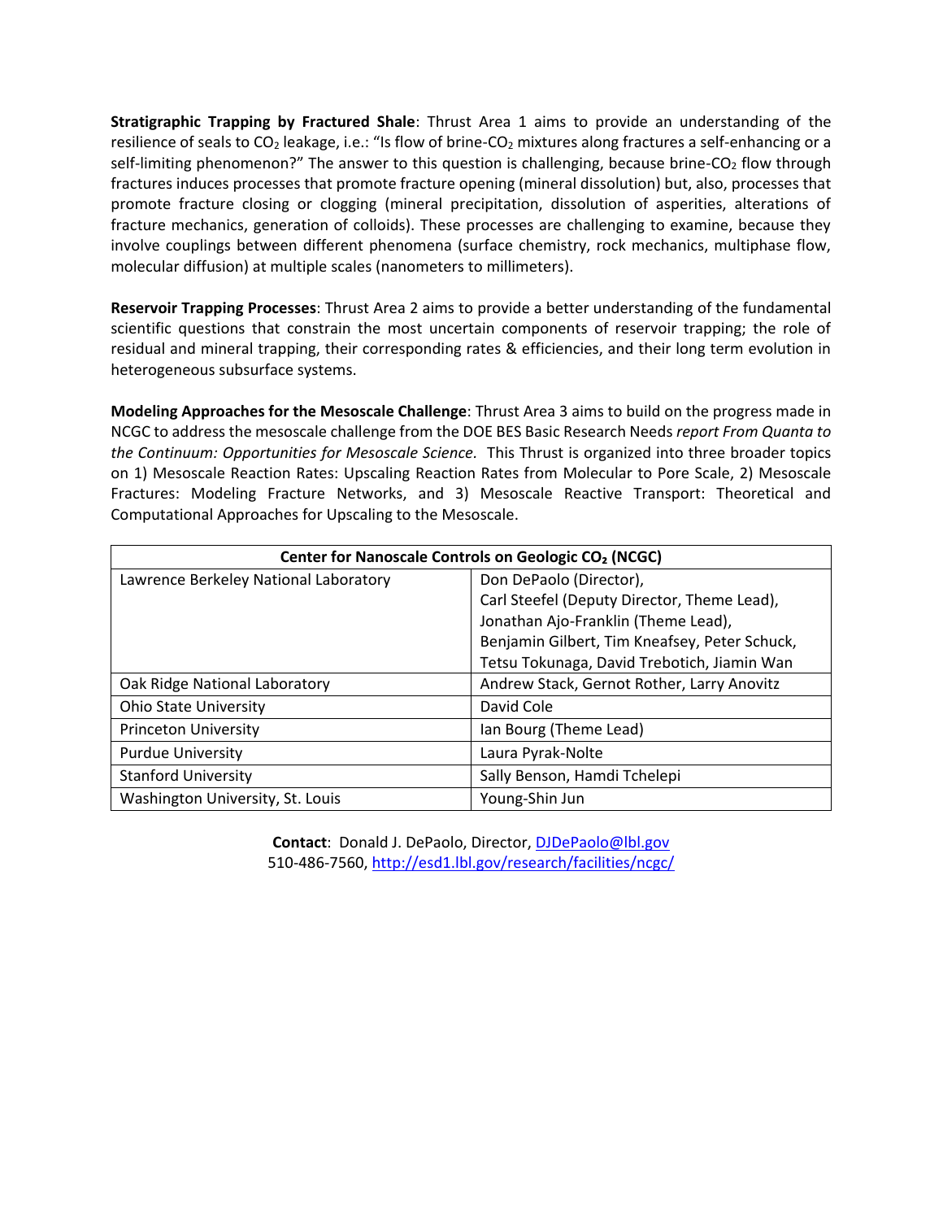**Stratigraphic Trapping by Fractured Shale**: Thrust Area 1 aims to provide an understanding of the resilience of seals to $CO_2$ leakage, i.e.: "Is flow of brine-$CO_2$ mixtures along fractures a self-enhancing or a self-limiting phenomenon?" The answer to this question is challenging, because brine-$CO_2$ flow through fractures induces processes that promote fracture opening (mineral dissolution) but, also, processes that promote fracture closing or clogging (mineral precipitation, dissolution of asperities, alterations of fracture mechanics, generation of colloids). These processes are challenging to examine, because they involve couplings between different phenomena (surface chemistry, rock mechanics, multiphase flow, molecular diffusion) at multiple scales (nanometers to millimeters).

**Reservoir Trapping Processes**: Thrust Area 2 aims to provide a better understanding of the fundamental scientific questions that constrain the most uncertain components of reservoir trapping; the role of residual and mineral trapping, their corresponding rates & efficiencies, and their long term evolution in heterogeneous subsurface systems.

**Modeling Approaches for the Mesoscale Challenge**: Thrust Area 3 aims to build on the progress made in NCGC to address the mesoscale challenge from the DOE BES Basic Research Needs *report From Quanta to the Continuum: Opportunities for Mesoscale Science.* This Thrust is organized into three broader topics on 1) Mesoscale Reaction Rates: Upscaling Reaction Rates from Molecular to Pore Scale, 2) Mesoscale Fractures: Modeling Fracture Networks, and 3) Mesoscale Reactive Transport: Theoretical and Computational Approaches for Upscaling to the Mesoscale.

| **Center for Nanoscale Controls on Geologic $CO_2$ (NCGC)** | |
|---|---|
| Lawrence Berkeley National Laboratory | Don DePaolo (Director), Carl Steefel (Deputy Director, Theme Lead), Jonathan Ajo-Franklin (Theme Lead), Benjamin Gilbert, Tim Kneafsey, Peter Schuck, Tetsu Tokunaga, David Trebotich, Jiamin Wan |
| Oak Ridge National Laboratory | Andrew Stack, Gernot Rother, Larry Anovitz |
| Ohio State University | David Cole |
| Princeton University | Ian Bourg (Theme Lead) |
| Purdue University | Laura Pyrak-Nolte |
| Stanford University | Sally Benson, Hamdi Tchelepi |
| Washington University, St. Louis | Young-Shin Jun |

**Contact**: Donald J. DePaolo, Director, DJDePaolo@lbl.gov
510-486-7560, http://esd1.lbl.gov/research/facilities/ncgc/